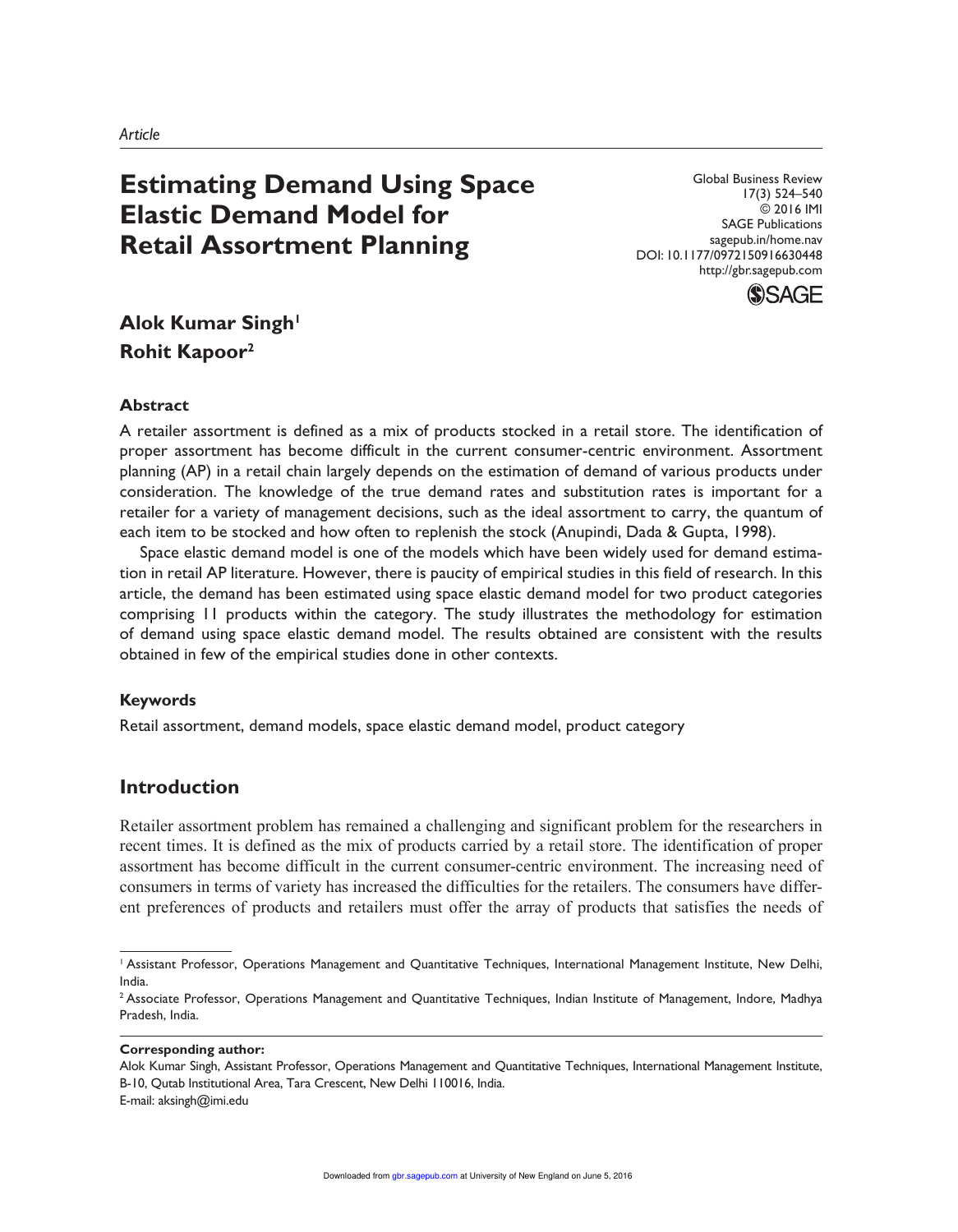*Article*

# Estimating Demand Using Space Elastic Demand Model for Retail Assortment Planning

Global Business Review
17(3) 524–540
© 2016 IMI
SAGE Publications
sagepub.in/home.nav
DOI: 10.1177/0972150916630448
http://gbr.sagepub.com

**Alok Kumar Singh**[1]
**Rohit Kapoor**[2]

### Abstract

A retailer assortment is defined as a mix of products stocked in a retail store. The identification of proper assortment has become difficult in the current consumer-centric environment. Assortment planning (AP) in a retail chain largely depends on the estimation of demand of various products under consideration. The knowledge of the true demand rates and substitution rates is important for a retailer for a variety of management decisions, such as the ideal assortment to carry, the quantum of each item to be stocked and how often to replenish the stock (Anupindi, Dada & Gupta, 1998).

Space elastic demand model is one of the models which have been widely used for demand estimation in retail AP literature. However, there is paucity of empirical studies in this field of research. In this article, the demand has been estimated using space elastic demand model for two product categories comprising 11 products within the category. The study illustrates the methodology for estimation of demand using space elastic demand model. The results obtained are consistent with the results obtained in few of the empirical studies done in other contexts.

### Keywords

Retail assortment, demand models, space elastic demand model, product category

## Introduction

Retailer assortment problem has remained a challenging and significant problem for the researchers in recent times. It is defined as the mix of products carried by a retail store. The identification of proper assortment has become difficult in the current consumer-centric environment. The increasing need of consumers in terms of variety has increased the difficulties for the retailers. The consumers have different preferences of products and retailers must offer the array of products that satisfies the needs of

[1] Assistant Professor, Operations Management and Quantitative Techniques, International Management Institute, New Delhi, India.

[2] Associate Professor, Operations Management and Quantitative Techniques, Indian Institute of Management, Indore, Madhya Pradesh, India.

**Corresponding author:**
Alok Kumar Singh, Assistant Professor, Operations Management and Quantitative Techniques, International Management Institute, B-10, Qutab Institutional Area, Tara Crescent, New Delhi 110016, India.
E-mail: aksingh@imi.edu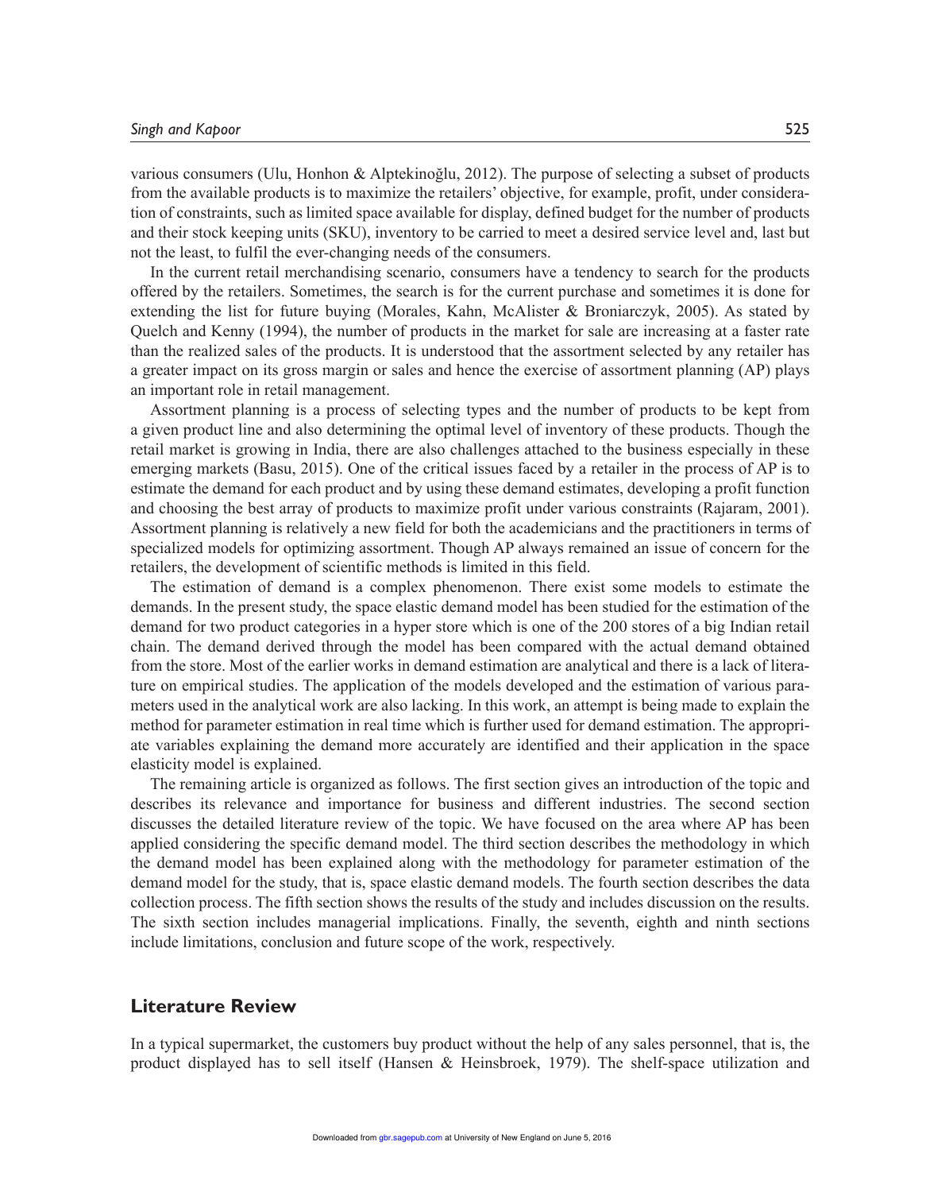various consumers (Ulu, Honhon & Alptekinoğlu, 2012). The purpose of selecting a subset of products from the available products is to maximize the retailers' objective, for example, profit, under consideration of constraints, such as limited space available for display, defined budget for the number of products and their stock keeping units (SKU), inventory to be carried to meet a desired service level and, last but not the least, to fulfil the ever-changing needs of the consumers.

In the current retail merchandising scenario, consumers have a tendency to search for the products offered by the retailers. Sometimes, the search is for the current purchase and sometimes it is done for extending the list for future buying (Morales, Kahn, McAlister & Broniarczyk, 2005). As stated by Quelch and Kenny (1994), the number of products in the market for sale are increasing at a faster rate than the realized sales of the products. It is understood that the assortment selected by any retailer has a greater impact on its gross margin or sales and hence the exercise of assortment planning (AP) plays an important role in retail management.

Assortment planning is a process of selecting types and the number of products to be kept from a given product line and also determining the optimal level of inventory of these products. Though the retail market is growing in India, there are also challenges attached to the business especially in these emerging markets (Basu, 2015). One of the critical issues faced by a retailer in the process of AP is to estimate the demand for each product and by using these demand estimates, developing a profit function and choosing the best array of products to maximize profit under various constraints (Rajaram, 2001). Assortment planning is relatively a new field for both the academicians and the practitioners in terms of specialized models for optimizing assortment. Though AP always remained an issue of concern for the retailers, the development of scientific methods is limited in this field.

The estimation of demand is a complex phenomenon. There exist some models to estimate the demands. In the present study, the space elastic demand model has been studied for the estimation of the demand for two product categories in a hyper store which is one of the 200 stores of a big Indian retail chain. The demand derived through the model has been compared with the actual demand obtained from the store. Most of the earlier works in demand estimation are analytical and there is a lack of literature on empirical studies. The application of the models developed and the estimation of various parameters used in the analytical work are also lacking. In this work, an attempt is being made to explain the method for parameter estimation in real time which is further used for demand estimation. The appropriate variables explaining the demand more accurately are identified and their application in the space elasticity model is explained.

The remaining article is organized as follows. The first section gives an introduction of the topic and describes its relevance and importance for business and different industries. The second section discusses the detailed literature review of the topic. We have focused on the area where AP has been applied considering the specific demand model. The third section describes the methodology in which the demand model has been explained along with the methodology for parameter estimation of the demand model for the study, that is, space elastic demand models. The fourth section describes the data collection process. The fifth section shows the results of the study and includes discussion on the results. The sixth section includes managerial implications. Finally, the seventh, eighth and ninth sections include limitations, conclusion and future scope of the work, respectively.

## Literature Review

In a typical supermarket, the customers buy product without the help of any sales personnel, that is, the product displayed has to sell itself (Hansen & Heinsbroek, 1979). The shelf-space utilization and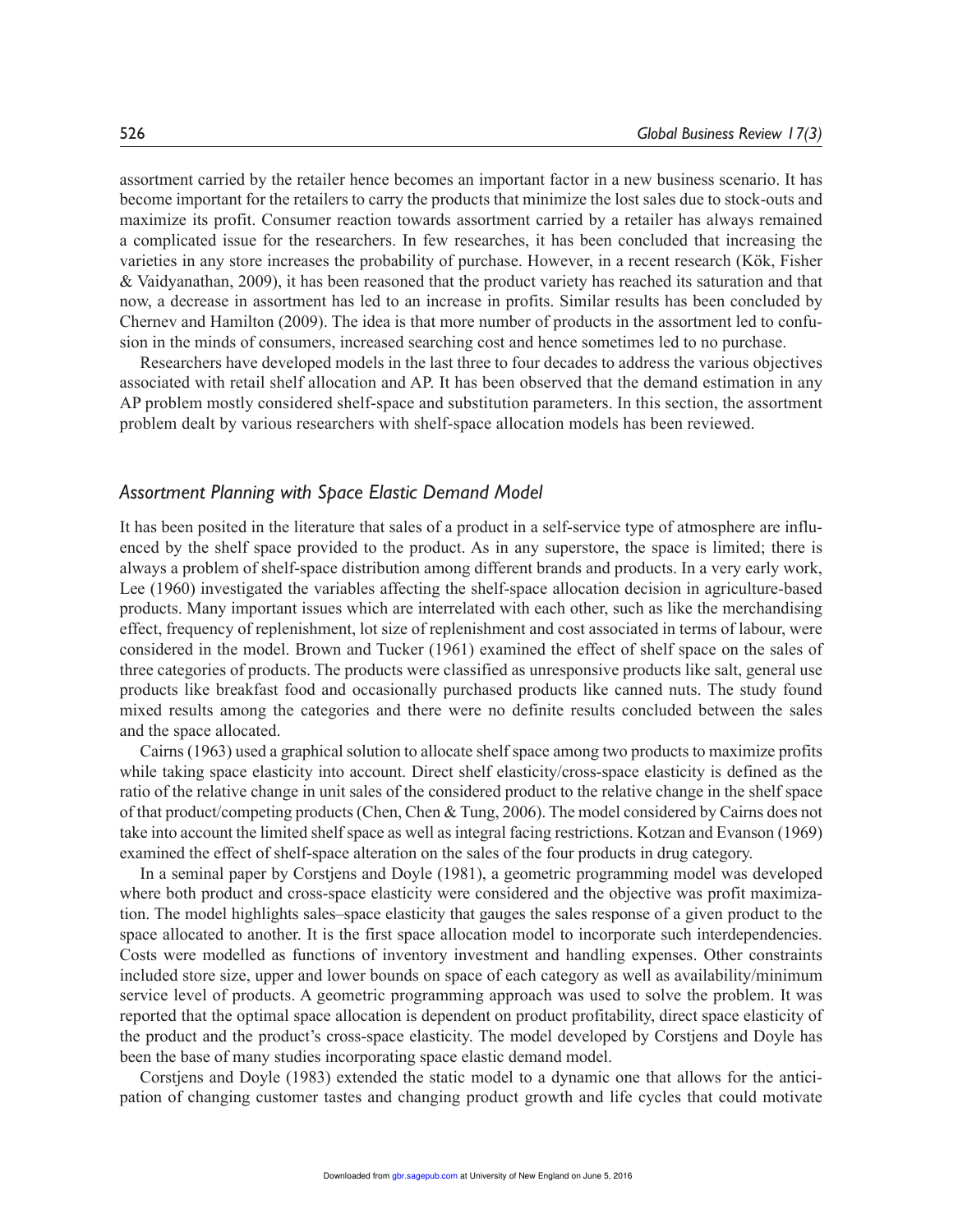assortment carried by the retailer hence becomes an important factor in a new business scenario. It has become important for the retailers to carry the products that minimize the lost sales due to stock-outs and maximize its profit. Consumer reaction towards assortment carried by a retailer has always remained a complicated issue for the researchers. In few researches, it has been concluded that increasing the varieties in any store increases the probability of purchase. However, in a recent research (Kök, Fisher & Vaidyanathan, 2009), it has been reasoned that the product variety has reached its saturation and that now, a decrease in assortment has led to an increase in profits. Similar results has been concluded by Chernev and Hamilton (2009). The idea is that more number of products in the assortment led to confusion in the minds of consumers, increased searching cost and hence sometimes led to no purchase.

Researchers have developed models in the last three to four decades to address the various objectives associated with retail shelf allocation and AP. It has been observed that the demand estimation in any AP problem mostly considered shelf-space and substitution parameters. In this section, the assortment problem dealt by various researchers with shelf-space allocation models has been reviewed.

### *Assortment Planning with Space Elastic Demand Model*

It has been posited in the literature that sales of a product in a self-service type of atmosphere are influenced by the shelf space provided to the product. As in any superstore, the space is limited; there is always a problem of shelf-space distribution among different brands and products. In a very early work, Lee (1960) investigated the variables affecting the shelf-space allocation decision in agriculture-based products. Many important issues which are interrelated with each other, such as like the merchandising effect, frequency of replenishment, lot size of replenishment and cost associated in terms of labour, were considered in the model. Brown and Tucker (1961) examined the effect of shelf space on the sales of three categories of products. The products were classified as unresponsive products like salt, general use products like breakfast food and occasionally purchased products like canned nuts. The study found mixed results among the categories and there were no definite results concluded between the sales and the space allocated.

Cairns (1963) used a graphical solution to allocate shelf space among two products to maximize profits while taking space elasticity into account. Direct shelf elasticity/cross-space elasticity is defined as the ratio of the relative change in unit sales of the considered product to the relative change in the shelf space of that product/competing products (Chen, Chen & Tung, 2006). The model considered by Cairns does not take into account the limited shelf space as well as integral facing restrictions. Kotzan and Evanson (1969) examined the effect of shelf-space alteration on the sales of the four products in drug category.

In a seminal paper by Corstjens and Doyle (1981), a geometric programming model was developed where both product and cross-space elasticity were considered and the objective was profit maximization. The model highlights sales–space elasticity that gauges the sales response of a given product to the space allocated to another. It is the first space allocation model to incorporate such interdependencies. Costs were modelled as functions of inventory investment and handling expenses. Other constraints included store size, upper and lower bounds on space of each category as well as availability/minimum service level of products. A geometric programming approach was used to solve the problem. It was reported that the optimal space allocation is dependent on product profitability, direct space elasticity of the product and the product's cross-space elasticity. The model developed by Corstjens and Doyle has been the base of many studies incorporating space elastic demand model.

Corstjens and Doyle (1983) extended the static model to a dynamic one that allows for the anticipation of changing customer tastes and changing product growth and life cycles that could motivate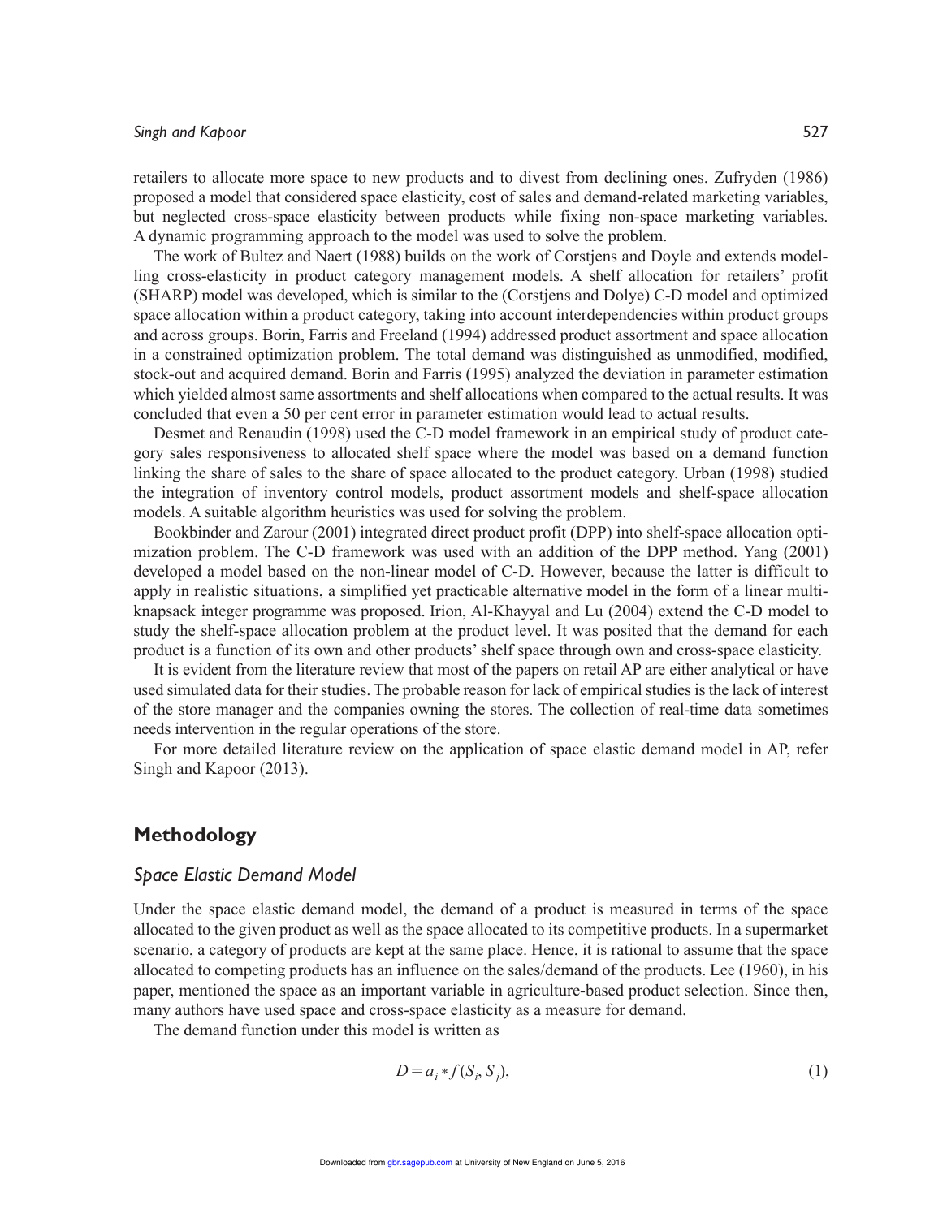retailers to allocate more space to new products and to divest from declining ones. Zufryden (1986) proposed a model that considered space elasticity, cost of sales and demand-related marketing variables, but neglected cross-space elasticity between products while fixing non-space marketing variables. A dynamic programming approach to the model was used to solve the problem.

The work of Bultez and Naert (1988) builds on the work of Corstjens and Doyle and extends modelling cross-elasticity in product category management models. A shelf allocation for retailers' profit (SHARP) model was developed, which is similar to the (Corstjens and Dolye) C-D model and optimized space allocation within a product category, taking into account interdependencies within product groups and across groups. Borin, Farris and Freeland (1994) addressed product assortment and space allocation in a constrained optimization problem. The total demand was distinguished as unmodified, modified, stock-out and acquired demand. Borin and Farris (1995) analyzed the deviation in parameter estimation which yielded almost same assortments and shelf allocations when compared to the actual results. It was concluded that even a 50 per cent error in parameter estimation would lead to actual results.

Desmet and Renaudin (1998) used the C-D model framework in an empirical study of product category sales responsiveness to allocated shelf space where the model was based on a demand function linking the share of sales to the share of space allocated to the product category. Urban (1998) studied the integration of inventory control models, product assortment models and shelf-space allocation models. A suitable algorithm heuristics was used for solving the problem.

Bookbinder and Zarour (2001) integrated direct product profit (DPP) into shelf-space allocation optimization problem. The C-D framework was used with an addition of the DPP method. Yang (2001) developed a model based on the non-linear model of C-D. However, because the latter is difficult to apply in realistic situations, a simplified yet practicable alternative model in the form of a linear multi-knapsack integer programme was proposed. Irion, Al-Khayyal and Lu (2004) extend the C-D model to study the shelf-space allocation problem at the product level. It was posited that the demand for each product is a function of its own and other products' shelf space through own and cross-space elasticity.

It is evident from the literature review that most of the papers on retail AP are either analytical or have used simulated data for their studies. The probable reason for lack of empirical studies is the lack of interest of the store manager and the companies owning the stores. The collection of real-time data sometimes needs intervention in the regular operations of the store.

For more detailed literature review on the application of space elastic demand model in AP, refer Singh and Kapoor (2013).

## Methodology

### *Space Elastic Demand Model*

Under the space elastic demand model, the demand of a product is measured in terms of the space allocated to the given product as well as the space allocated to its competitive products. In a supermarket scenario, a category of products are kept at the same place. Hence, it is rational to assume that the space allocated to competing products has an influence on the sales/demand of the products. Lee (1960), in his paper, mentioned the space as an important variable in agriculture-based product selection. Since then, many authors have used space and cross-space elasticity as a measure for demand.

The demand function under this model is written as

$$D = a_i * f(S_i, S_j), \tag{1}$$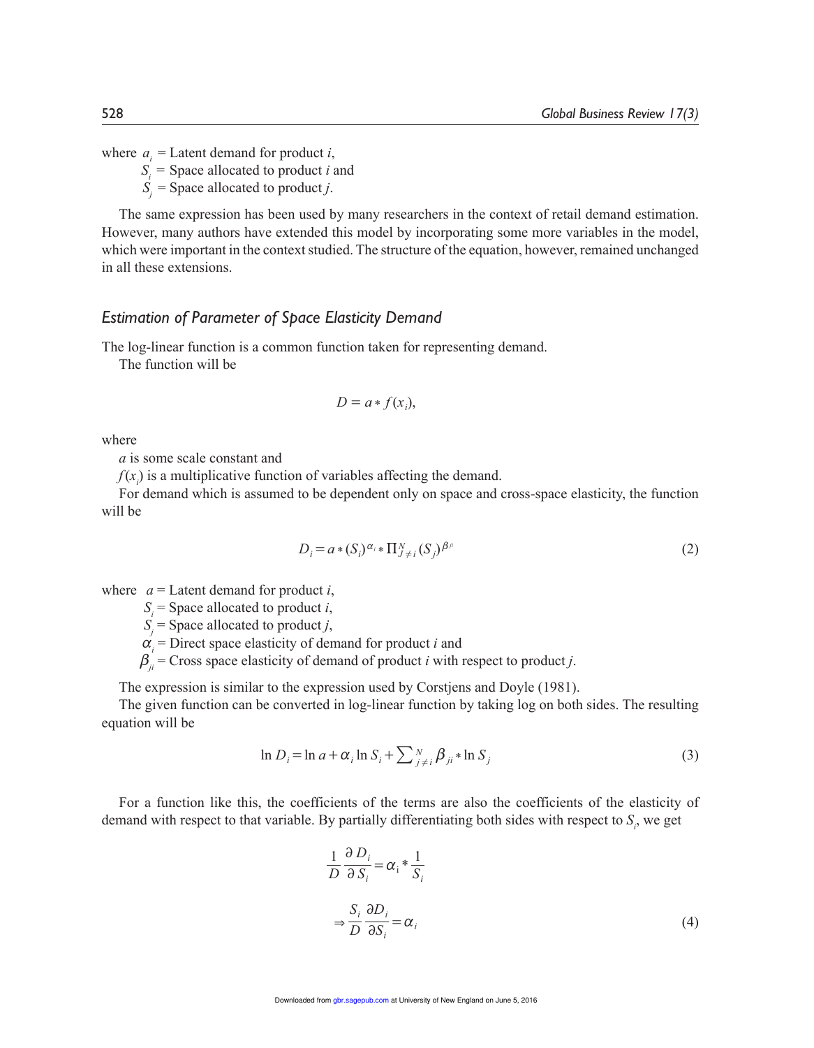where $\alpha_i$ = Latent demand for product *i*,
$S_i$ = Space allocated to product *i* and
$S_j$ = Space allocated to product *j*.

The same expression has been used by many researchers in the context of retail demand estimation. However, many authors have extended this model by incorporating some more variables in the model, which were important in the context studied. The structure of the equation, however, remained unchanged in all these extensions.

### *Estimation of Parameter of Space Elasticity Demand*

The log-linear function is a common function taken for representing demand.

The function will be

$$D = a * f(x_i),$$

where

*a* is some scale constant and

$f(x_i)$ is a multiplicative function of variables affecting the demand.

For demand which is assumed to be dependent only on space and cross-space elasticity, the function will be

$$D_i = a * (S_i)^{\alpha_i} * \Pi_{J \neq i}^{N} (S_j)^{\beta_{ji}} \tag{2}$$

where $a$ = Latent demand for product *i*,
$S_i$ = Space allocated to product *i*,
$S_j$ = Space allocated to product *j*,
$\alpha_i$ = Direct space elasticity of demand for product *i* and
$\beta_{ji}$ = Cross space elasticity of demand of product *i* with respect to product *j*.

The expression is similar to the expression used by Corstjens and Doyle (1981).

The given function can be converted in log-linear function by taking log on both sides. The resulting equation will be

$$\ln D_i = \ln a + \alpha_i \ln S_i + \sum_{j \neq i}^{N} \beta_{ji} * \ln S_j \tag{3}$$

For a function like this, the coefficients of the terms are also the coefficients of the elasticity of demand with respect to that variable. By partially differentiating both sides with respect to $S_i$, we get

$$\frac{1}{D} \frac{\partial D_i}{\partial S_i} = \alpha_i * \frac{1}{S_i}$$

$$\Rightarrow \frac{S_i}{D} \frac{\partial D_i}{\partial S_i} = \alpha_i \tag{4}$$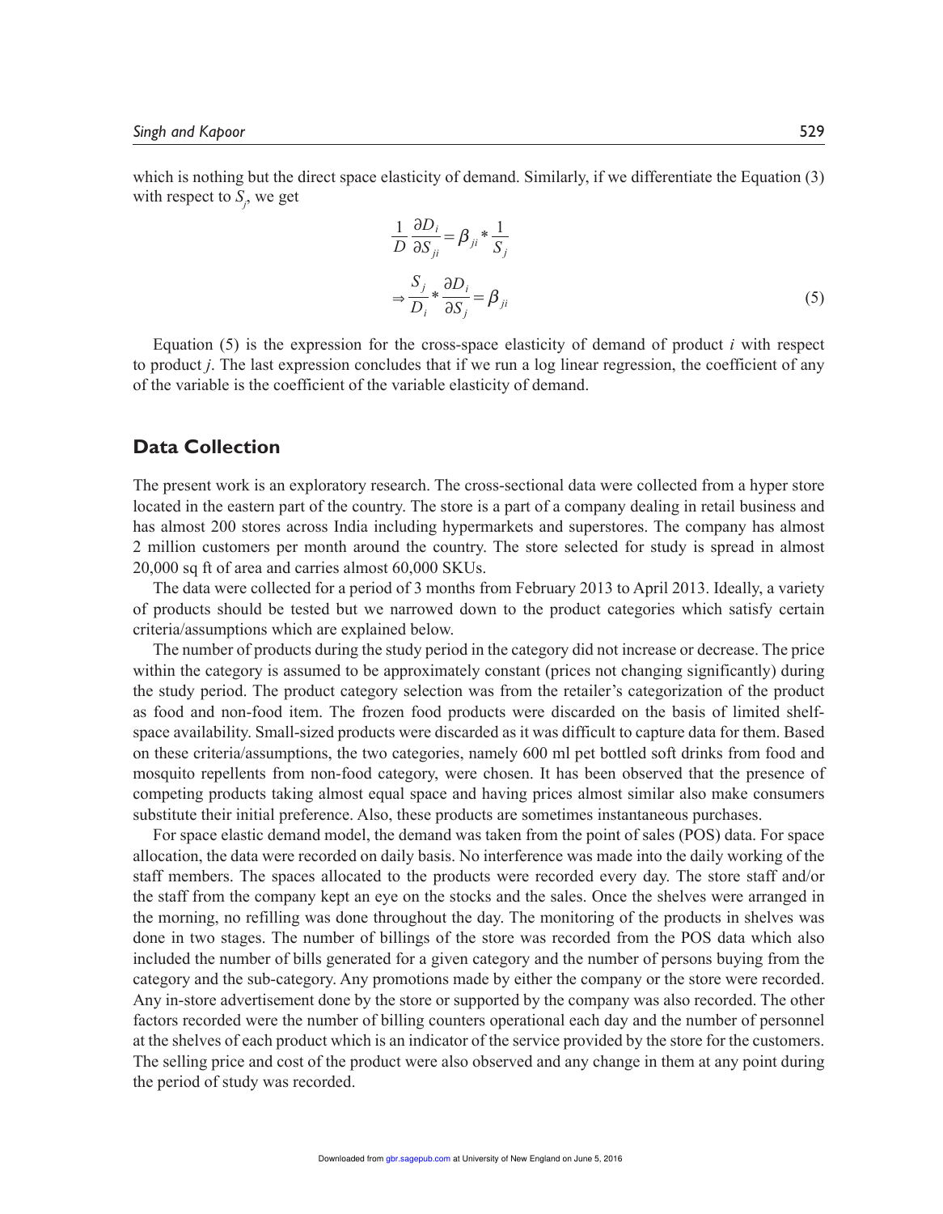which is nothing but the direct space elasticity of demand. Similarly, if we differentiate the Equation (3) with respect to $S_j$, we get

$$\frac{1}{D}\frac{\partial D_i}{\partial S_{ji}} = \beta_{ji} * \frac{1}{S_j}$$

$$\Rightarrow \frac{S_j}{D_i} * \frac{\partial D_i}{\partial S_j} = \beta_{ji} \tag{5}$$

Equation (5) is the expression for the cross-space elasticity of demand of product $i$ with respect to product $j$. The last expression concludes that if we run a log linear regression, the coefficient of any of the variable is the coefficient of the variable elasticity of demand.

## Data Collection

The present work is an exploratory research. The cross-sectional data were collected from a hyper store located in the eastern part of the country. The store is a part of a company dealing in retail business and has almost 200 stores across India including hypermarkets and superstores. The company has almost 2 million customers per month around the country. The store selected for study is spread in almost 20,000 sq ft of area and carries almost 60,000 SKUs.

The data were collected for a period of 3 months from February 2013 to April 2013. Ideally, a variety of products should be tested but we narrowed down to the product categories which satisfy certain criteria/assumptions which are explained below.

The number of products during the study period in the category did not increase or decrease. The price within the category is assumed to be approximately constant (prices not changing significantly) during the study period. The product category selection was from the retailer's categorization of the product as food and non-food item. The frozen food products were discarded on the basis of limited shelf-space availability. Small-sized products were discarded as it was difficult to capture data for them. Based on these criteria/assumptions, the two categories, namely 600 ml pet bottled soft drinks from food and mosquito repellents from non-food category, were chosen. It has been observed that the presence of competing products taking almost equal space and having prices almost similar also make consumers substitute their initial preference. Also, these products are sometimes instantaneous purchases.

For space elastic demand model, the demand was taken from the point of sales (POS) data. For space allocation, the data were recorded on daily basis. No interference was made into the daily working of the staff members. The spaces allocated to the products were recorded every day. The store staff and/or the staff from the company kept an eye on the stocks and the sales. Once the shelves were arranged in the morning, no refilling was done throughout the day. The monitoring of the products in shelves was done in two stages. The number of billings of the store was recorded from the POS data which also included the number of bills generated for a given category and the number of persons buying from the category and the sub-category. Any promotions made by either the company or the store were recorded. Any in-store advertisement done by the store or supported by the company was also recorded. The other factors recorded were the number of billing counters operational each day and the number of personnel at the shelves of each product which is an indicator of the service provided by the store for the customers. The selling price and cost of the product were also observed and any change in them at any point during the period of study was recorded.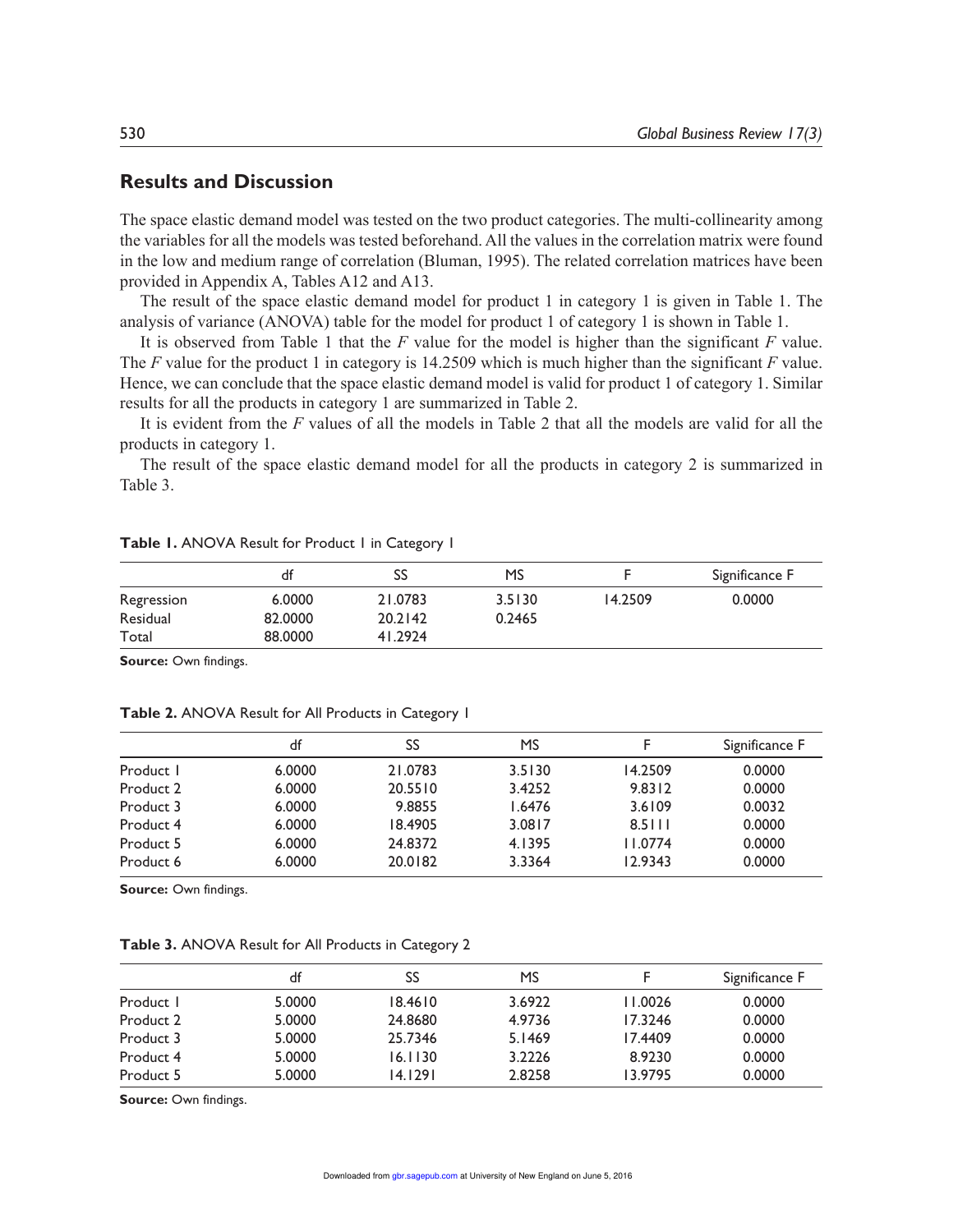## Results and Discussion

The space elastic demand model was tested on the two product categories. The multi-collinearity among the variables for all the models was tested beforehand. All the values in the correlation matrix were found in the low and medium range of correlation (Bluman, 1995). The related correlation matrices have been provided in Appendix A, Tables A12 and A13.

The result of the space elastic demand model for product 1 in category 1 is given in Table 1. The analysis of variance (ANOVA) table for the model for product 1 of category 1 is shown in Table 1.

It is observed from Table 1 that the *F* value for the model is higher than the significant *F* value. The *F* value for the product 1 in category is 14.2509 which is much higher than the significant *F* value. Hence, we can conclude that the space elastic demand model is valid for product 1 of category 1. Similar results for all the products in category 1 are summarized in Table 2.

It is evident from the *F* values of all the models in Table 2 that all the models are valid for all the products in category 1.

The result of the space elastic demand model for all the products in category 2 is summarized in Table 3.

**Table 1.** ANOVA Result for Product 1 in Category 1

| | df | SS | MS | F | Significance F |
|---|---|---|---|---|---|
| Regression | 6.0000 | 21.0783 | 3.5130 | 14.2509 | 0.0000 |
| Residual | 82.0000 | 20.2142 | 0.2465 | | |
| Total | 88.0000 | 41.2924 | | | |

**Source:** Own findings.

**Table 2.** ANOVA Result for All Products in Category 1

| | df | SS | MS | F | Significance F |
|---|---|---|---|---|---|
| Product 1 | 6.0000 | 21.0783 | 3.5130 | 14.2509 | 0.0000 |
| Product 2 | 6.0000 | 20.5510 | 3.4252 | 9.8312 | 0.0000 |
| Product 3 | 6.0000 | 9.8855 | 1.6476 | 3.6109 | 0.0032 |
| Product 4 | 6.0000 | 18.4905 | 3.0817 | 8.5111 | 0.0000 |
| Product 5 | 6.0000 | 24.8372 | 4.1395 | 11.0774 | 0.0000 |
| Product 6 | 6.0000 | 20.0182 | 3.3364 | 12.9343 | 0.0000 |

**Source:** Own findings.

**Table 3.** ANOVA Result for All Products in Category 2

| | df | SS | MS | F | Significance F |
|---|---|---|---|---|---|
| Product 1 | 5.0000 | 18.4610 | 3.6922 | 11.0026 | 0.0000 |
| Product 2 | 5.0000 | 24.8680 | 4.9736 | 17.3246 | 0.0000 |
| Product 3 | 5.0000 | 25.7346 | 5.1469 | 17.4409 | 0.0000 |
| Product 4 | 5.0000 | 16.1130 | 3.2226 | 8.9230 | 0.0000 |
| Product 5 | 5.0000 | 14.1291 | 2.8258 | 13.9795 | 0.0000 |

**Source:** Own findings.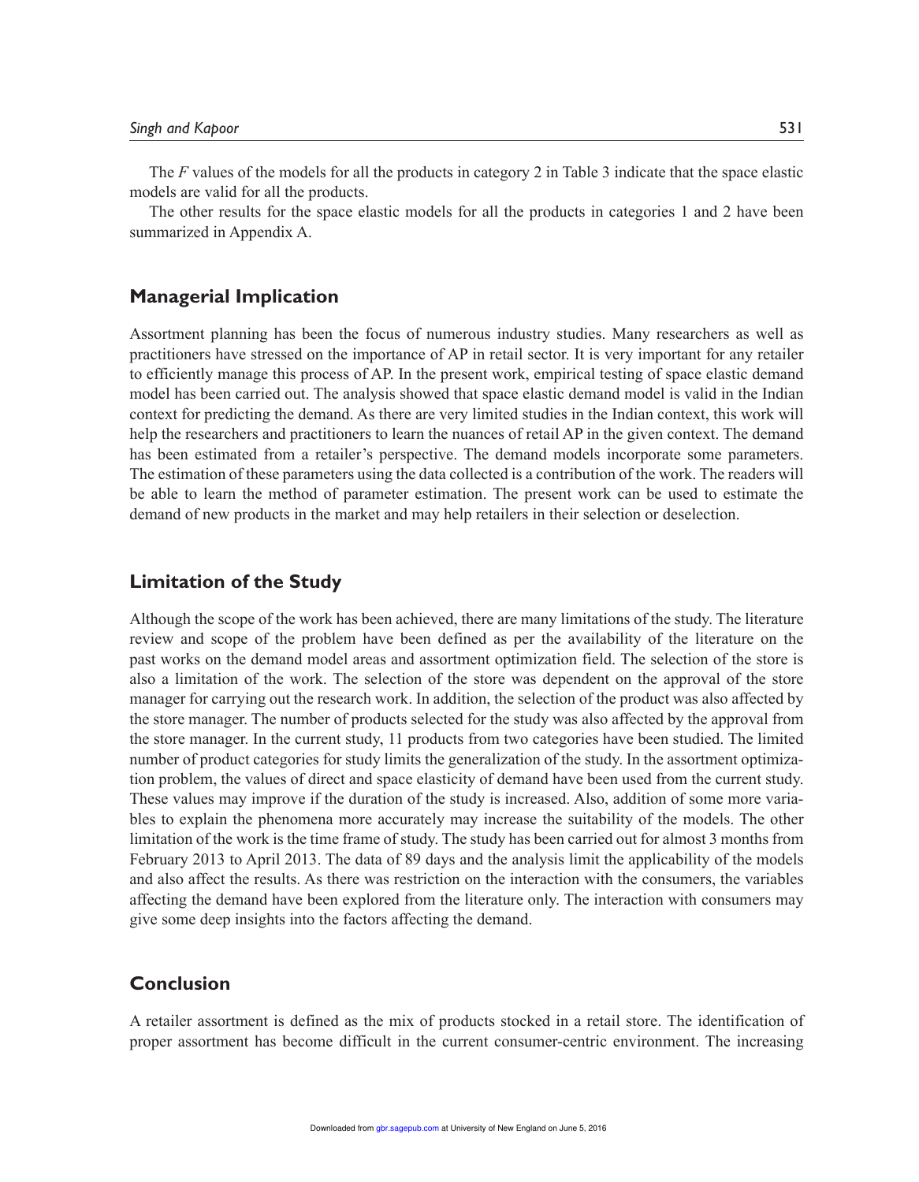The *F* values of the models for all the products in category 2 in Table 3 indicate that the space elastic models are valid for all the products.

The other results for the space elastic models for all the products in categories 1 and 2 have been summarized in Appendix A.

## Managerial Implication

Assortment planning has been the focus of numerous industry studies. Many researchers as well as practitioners have stressed on the importance of AP in retail sector. It is very important for any retailer to efficiently manage this process of AP. In the present work, empirical testing of space elastic demand model has been carried out. The analysis showed that space elastic demand model is valid in the Indian context for predicting the demand. As there are very limited studies in the Indian context, this work will help the researchers and practitioners to learn the nuances of retail AP in the given context. The demand has been estimated from a retailer's perspective. The demand models incorporate some parameters. The estimation of these parameters using the data collected is a contribution of the work. The readers will be able to learn the method of parameter estimation. The present work can be used to estimate the demand of new products in the market and may help retailers in their selection or deselection.

## Limitation of the Study

Although the scope of the work has been achieved, there are many limitations of the study. The literature review and scope of the problem have been defined as per the availability of the literature on the past works on the demand model areas and assortment optimization field. The selection of the store is also a limitation of the work. The selection of the store was dependent on the approval of the store manager for carrying out the research work. In addition, the selection of the product was also affected by the store manager. The number of products selected for the study was also affected by the approval from the store manager. In the current study, 11 products from two categories have been studied. The limited number of product categories for study limits the generalization of the study. In the assortment optimization problem, the values of direct and space elasticity of demand have been used from the current study. These values may improve if the duration of the study is increased. Also, addition of some more variables to explain the phenomena more accurately may increase the suitability of the models. The other limitation of the work is the time frame of study. The study has been carried out for almost 3 months from February 2013 to April 2013. The data of 89 days and the analysis limit the applicability of the models and also affect the results. As there was restriction on the interaction with the consumers, the variables affecting the demand have been explored from the literature only. The interaction with consumers may give some deep insights into the factors affecting the demand.

## Conclusion

A retailer assortment is defined as the mix of products stocked in a retail store. The identification of proper assortment has become difficult in the current consumer-centric environment. The increasing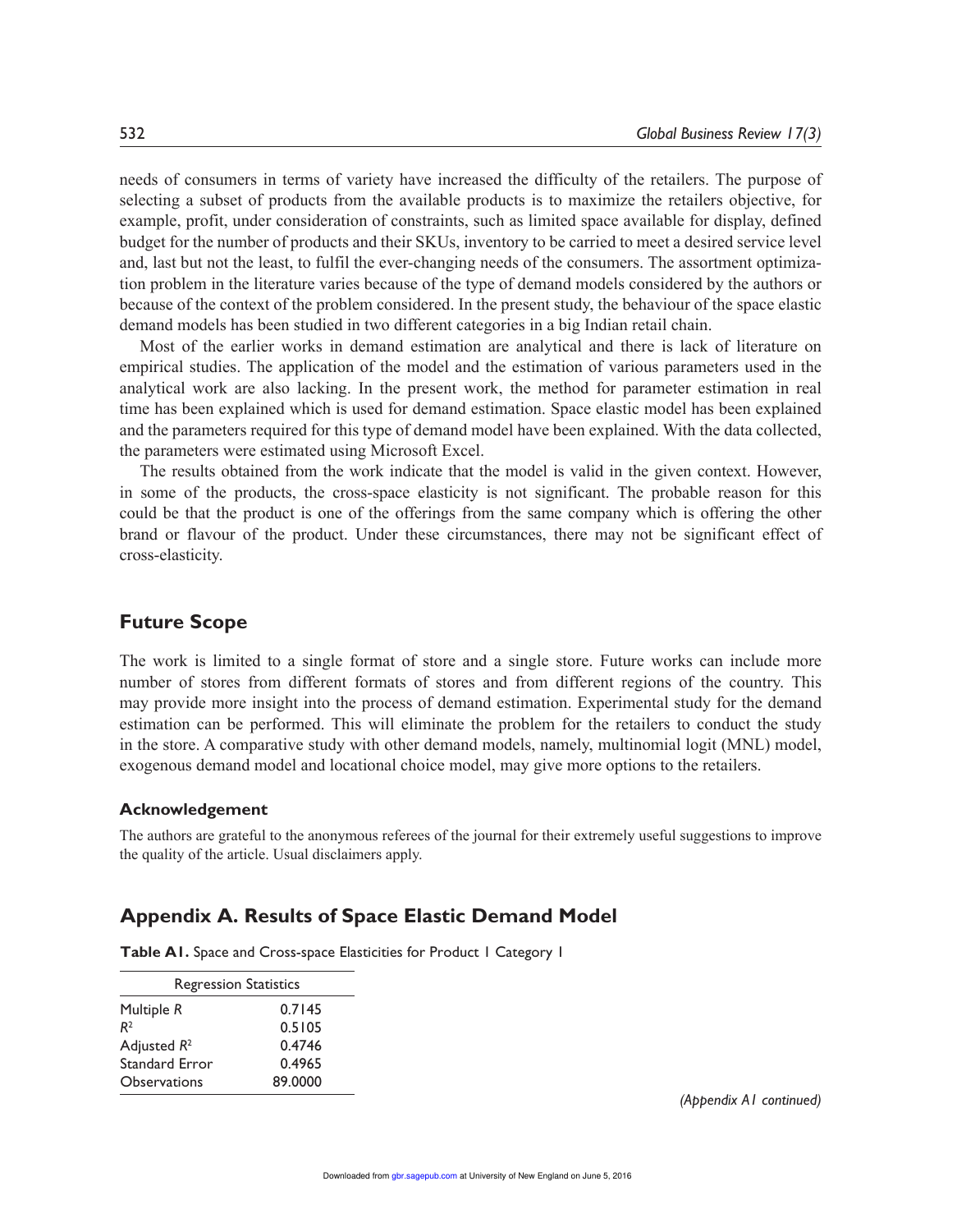needs of consumers in terms of variety have increased the difficulty of the retailers. The purpose of selecting a subset of products from the available products is to maximize the retailers objective, for example, profit, under consideration of constraints, such as limited space available for display, defined budget for the number of products and their SKUs, inventory to be carried to meet a desired service level and, last but not the least, to fulfil the ever-changing needs of the consumers. The assortment optimization problem in the literature varies because of the type of demand models considered by the authors or because of the context of the problem considered. In the present study, the behaviour of the space elastic demand models has been studied in two different categories in a big Indian retail chain.

Most of the earlier works in demand estimation are analytical and there is lack of literature on empirical studies. The application of the model and the estimation of various parameters used in the analytical work are also lacking. In the present work, the method for parameter estimation in real time has been explained which is used for demand estimation. Space elastic model has been explained and the parameters required for this type of demand model have been explained. With the data collected, the parameters were estimated using Microsoft Excel.

The results obtained from the work indicate that the model is valid in the given context. However, in some of the products, the cross-space elasticity is not significant. The probable reason for this could be that the product is one of the offerings from the same company which is offering the other brand or flavour of the product. Under these circumstances, there may not be significant effect of cross-elasticity.

## Future Scope

The work is limited to a single format of store and a single store. Future works can include more number of stores from different formats of stores and from different regions of the country. This may provide more insight into the process of demand estimation. Experimental study for the demand estimation can be performed. This will eliminate the problem for the retailers to conduct the study in the store. A comparative study with other demand models, namely, multinomial logit (MNL) model, exogenous demand model and locational choice model, may give more options to the retailers.

### Acknowledgement

The authors are grateful to the anonymous referees of the journal for their extremely useful suggestions to improve the quality of the article. Usual disclaimers apply.

## Appendix A. Results of Space Elastic Demand Model

**Table A1.** Space and Cross-space Elasticities for Product 1 Category 1

| Regression Statistics | |
|---|---|
| Multiple $R$ | 0.7145 |
| $R^2$ | 0.5105 |
| Adjusted $R^2$ | 0.4746 |
| Standard Error | 0.4965 |
| Observations | 89.0000 |

*(Appendix A1 continued)*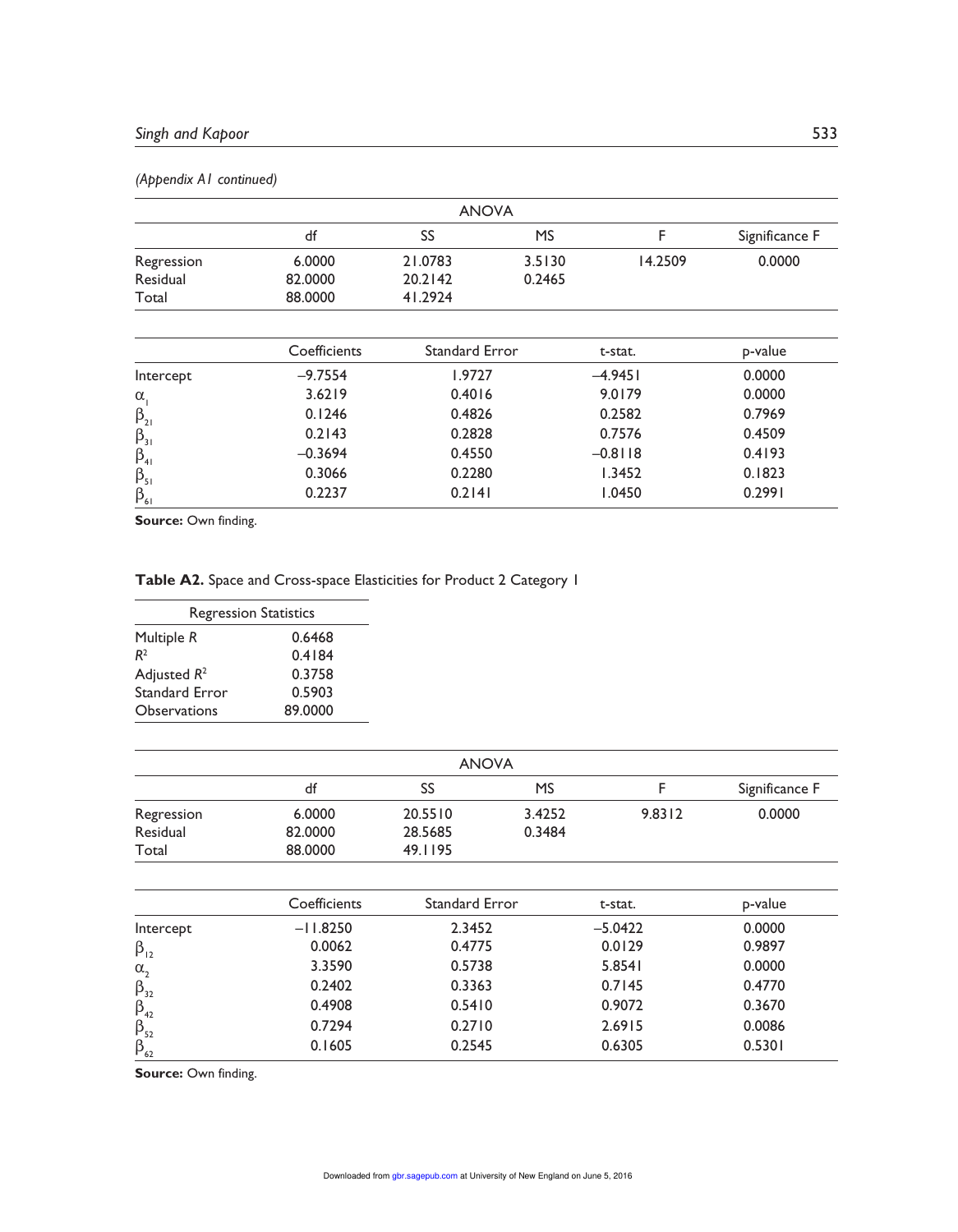*(Appendix A1 continued)*

| | df | SS | MS | F | Significance F |
|---|---|---|---|---|---|
| **ANOVA** | | | | | |
| Regression | 6.0000 | 21.0783 | 3.5130 | 14.2509 | 0.0000 |
| Residual | 82.0000 | 20.2142 | 0.2465 | | |
| Total | 88.0000 | 41.2924 | | | |

| | Coefficients | Standard Error | t-stat. | p-value |
|---|---|---|---|---|
| Intercept | −9.7554 | 1.9727 | −4.9451 | 0.0000 |
| $\alpha_1$ | 3.6219 | 0.4016 | 9.0179 | 0.0000 |
| $\beta_{21}$ | 0.1246 | 0.4826 | 0.2582 | 0.7969 |
| $\beta_{31}$ | 0.2143 | 0.2828 | 0.7576 | 0.4509 |
| $\beta_{41}$ | −0.3694 | 0.4550 | −0.8118 | 0.4193 |
| $\beta_{51}$ | 0.3066 | 0.2280 | 1.3452 | 0.1823 |
| $\beta_{61}$ | 0.2237 | 0.2141 | 1.0450 | 0.2991 |

**Source:** Own finding.

**Table A2.** Space and Cross-space Elasticities for Product 2 Category 1

| Regression Statistics | |
|---|---|
| Multiple *R* | 0.6468 |
| $R^2$ | 0.4184 |
| Adjusted $R^2$ | 0.3758 |
| Standard Error | 0.5903 |
| Observations | 89.0000 |

| | df | SS | MS | F | Significance F |
|---|---|---|---|---|---|
| **ANOVA** | | | | | |
| Regression | 6.0000 | 20.5510 | 3.4252 | 9.8312 | 0.0000 |
| Residual | 82.0000 | 28.5685 | 0.3484 | | |
| Total | 88.0000 | 49.1195 | | | |

| | Coefficients | Standard Error | t-stat. | p-value |
|---|---|---|---|---|
| Intercept | −11.8250 | 2.3452 | −5.0422 | 0.0000 |
| $\beta_{12}$ | 0.0062 | 0.4775 | 0.0129 | 0.9897 |
| $\alpha_2$ | 3.3590 | 0.5738 | 5.8541 | 0.0000 |
| $\beta_{32}$ | 0.2402 | 0.3363 | 0.7145 | 0.4770 |
| $\beta_{42}$ | 0.4908 | 0.5410 | 0.9072 | 0.3670 |
| $\beta_{52}$ | 0.7294 | 0.2710 | 2.6915 | 0.0086 |
| $\beta_{62}$ | 0.1605 | 0.2545 | 0.6305 | 0.5301 |

**Source:** Own finding.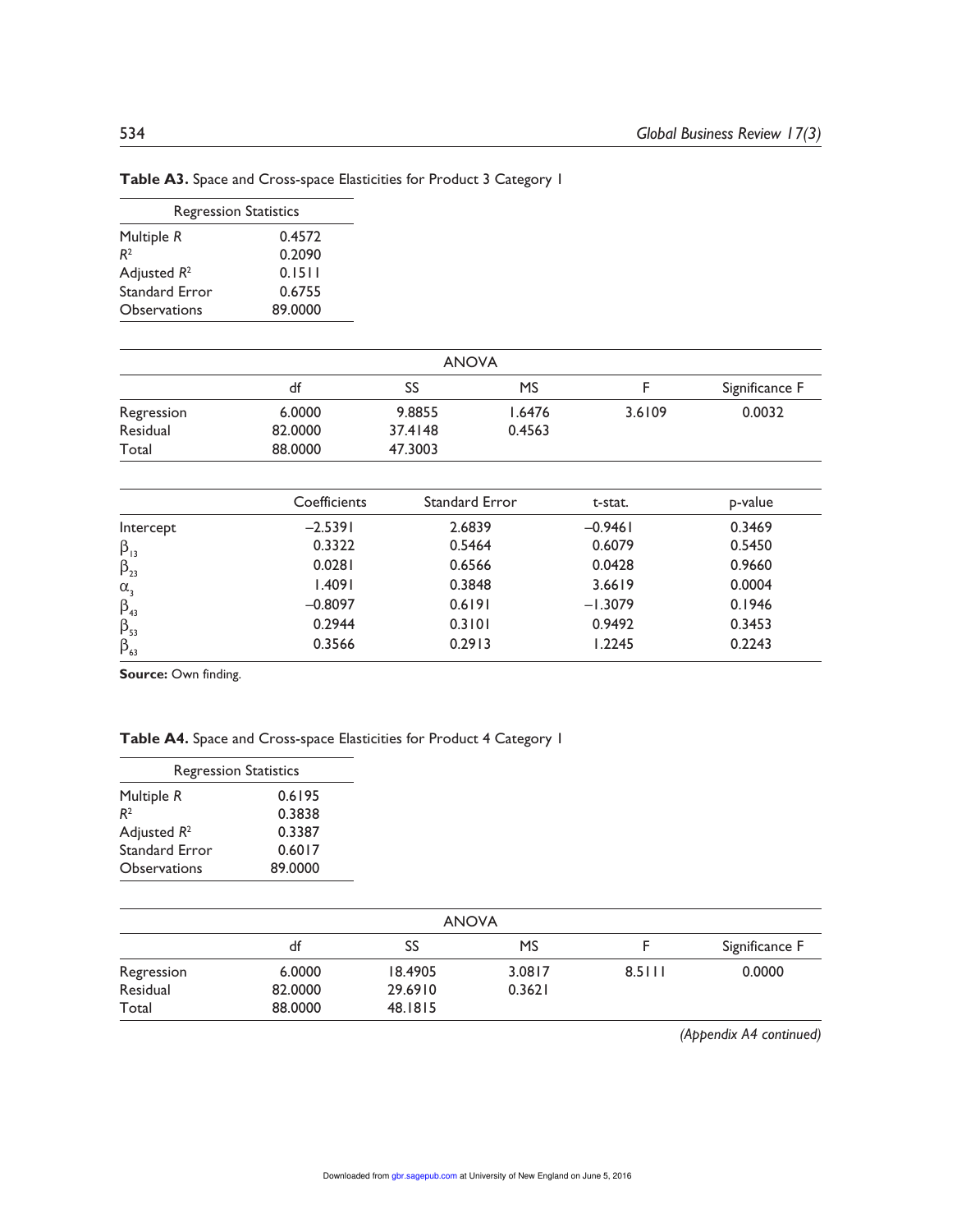**Table A3.** Space and Cross-space Elasticities for Product 3 Category 1

| Regression Statistics | |
|---|---|
| Multiple $R$ | 0.4572 |
| $R^2$ | 0.2090 |
| Adjusted $R^2$ | 0.1511 |
| Standard Error | 0.6755 |
| Observations | 89.0000 |

| ANOVA | | | | | |
|---|---|---|---|---|---|
| | df | SS | MS | F | Significance F |
| Regression | 6.0000 | 9.8855 | 1.6476 | 3.6109 | 0.0032 |
| Residual | 82.0000 | 37.4148 | 0.4563 | | |
| Total | 88.0000 | 47.3003 | | | |

| | Coefficients | Standard Error | t-stat. | p-value |
|---|---|---|---|---|
| Intercept | −2.5391 | 2.6839 | −0.9461 | 0.3469 |
| $\beta_{13}$ | 0.3322 | 0.5464 | 0.6079 | 0.5450 |
| $\beta_{23}$ | 0.0281 | 0.6566 | 0.0428 | 0.9660 |
| $\alpha_{3}$ | 1.4091 | 0.3848 | 3.6619 | 0.0004 |
| $\beta_{43}$ | −0.8097 | 0.6191 | −1.3079 | 0.1946 |
| $\beta_{53}$ | 0.2944 | 0.3101 | 0.9492 | 0.3453 |
| $\beta_{63}$ | 0.3566 | 0.2913 | 1.2245 | 0.2243 |

**Source:** Own finding.

**Table A4.** Space and Cross-space Elasticities for Product 4 Category 1

| Regression Statistics | |
|---|---|
| Multiple $R$ | 0.6195 |
| $R^2$ | 0.3838 |
| Adjusted $R^2$ | 0.3387 |
| Standard Error | 0.6017 |
| Observations | 89.0000 |

| ANOVA | | | | | |
|---|---|---|---|---|---|
| | df | SS | MS | F | Significance F |
| Regression | 6.0000 | 18.4905 | 3.0817 | 8.5111 | 0.0000 |
| Residual | 82.0000 | 29.6910 | 0.3621 | | |
| Total | 88.0000 | 48.1815 | | | |

*(Appendix A4 continued)*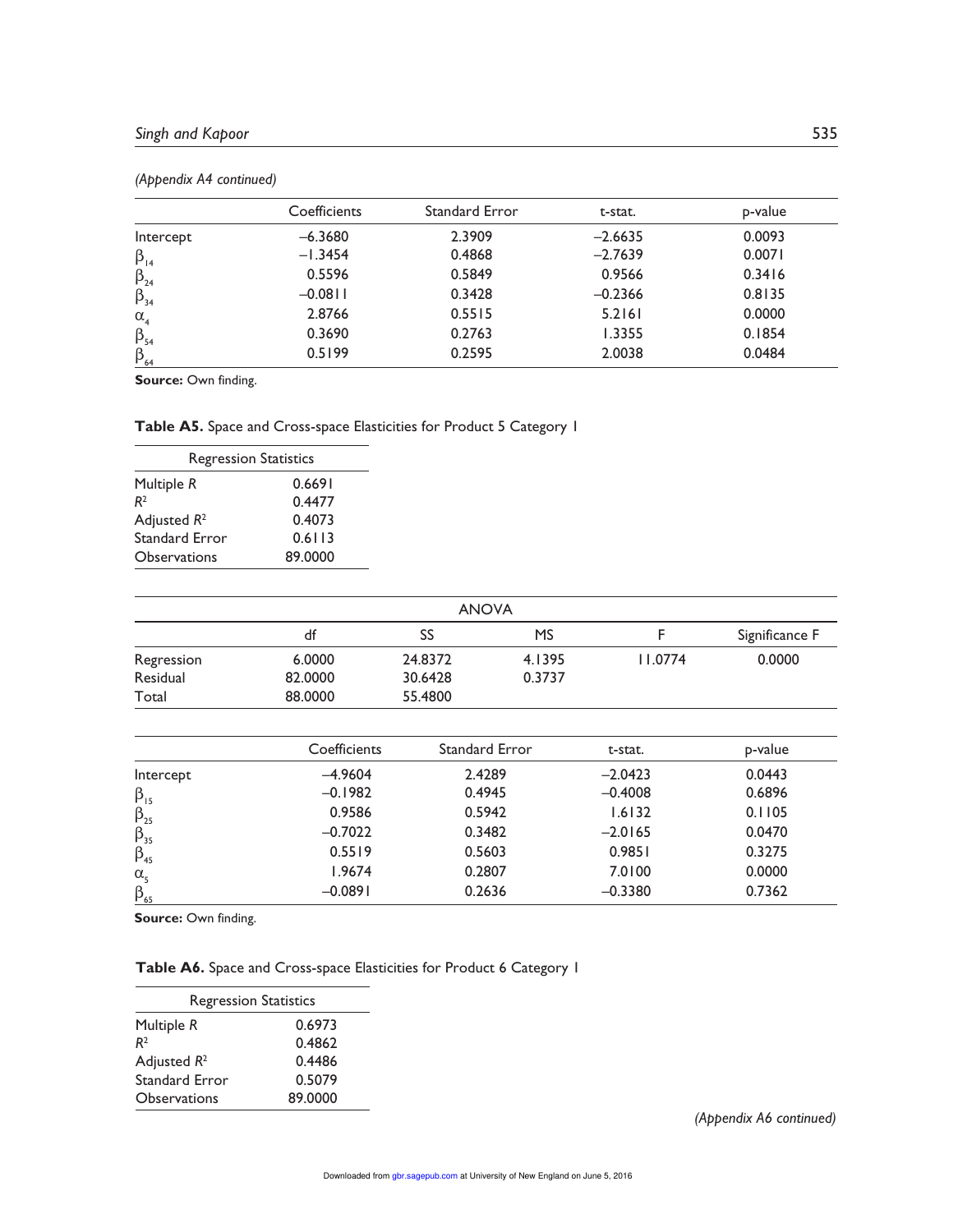*(Appendix A4 continued)*

| | Coefficients | Standard Error | t-stat. | p-value |
|---|---|---|---|---|
| Intercept | −6.3680 | 2.3909 | −2.6635 | 0.0093 |
| $\beta_{14}$ | −1.3454 | 0.4868 | −2.7639 | 0.0071 |
| $\beta_{24}$ | 0.5596 | 0.5849 | 0.9566 | 0.3416 |
| $\beta_{34}$ | −0.0811 | 0.3428 | −0.2366 | 0.8135 |
| $\alpha_{4}$ | 2.8766 | 0.5515 | 5.2161 | 0.0000 |
| $\beta_{54}$ | 0.3690 | 0.2763 | 1.3355 | 0.1854 |
| $\beta_{64}$ | 0.5199 | 0.2595 | 2.0038 | 0.0484 |

**Source:** Own finding.

**Table A5.** Space and Cross-space Elasticities for Product 5 Category 1

| Regression Statistics | |
|---|---|
| Multiple $R$ | 0.6691 |
| $R^2$ | 0.4477 |
| Adjusted $R^2$ | 0.4073 |
| Standard Error | 0.6113 |
| Observations | 89.0000 |

| ANOVA | | | | | |
|---|---|---|---|---|---|
| | df | SS | MS | F | Significance F |
| Regression | 6.0000 | 24.8372 | 4.1395 | 11.0774 | 0.0000 |
| Residual | 82.0000 | 30.6428 | 0.3737 | | |
| Total | 88.0000 | 55.4800 | | | |

| | Coefficients | Standard Error | t-stat. | p-value |
|---|---|---|---|---|
| Intercept | −4.9604 | 2.4289 | −2.0423 | 0.0443 |
| $\beta_{15}$ | −0.1982 | 0.4945 | −0.4008 | 0.6896 |
| $\beta_{25}$ | 0.9586 | 0.5942 | 1.6132 | 0.1105 |
| $\beta_{35}$ | −0.7022 | 0.3482 | −2.0165 | 0.0470 |
| $\beta_{45}$ | 0.5519 | 0.5603 | 0.9851 | 0.3275 |
| $\alpha_{5}$ | 1.9674 | 0.2807 | 7.0100 | 0.0000 |
| $\beta_{65}$ | −0.0891 | 0.2636 | −0.3380 | 0.7362 |

**Source:** Own finding.

**Table A6.** Space and Cross-space Elasticities for Product 6 Category 1

| Regression Statistics | |
|---|---|
| Multiple $R$ | 0.6973 |
| $R^2$ | 0.4862 |
| Adjusted $R^2$ | 0.4486 |
| Standard Error | 0.5079 |
| Observations | 89.0000 |

*(Appendix A6 continued)*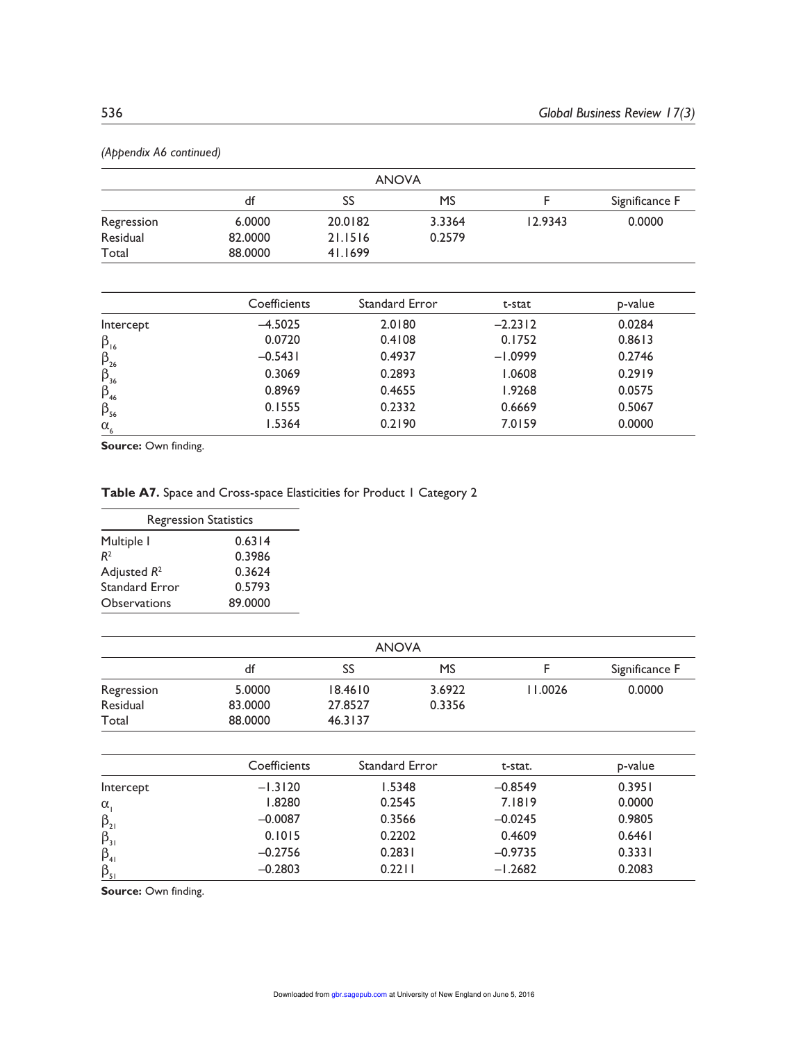*(Appendix A6 continued)*

| ANOVA | | | | | |
|---|---|---|---|---|---|
| | df | SS | MS | F | Significance F |
| Regression | 6.0000 | 20.0182 | 3.3364 | 12.9343 | 0.0000 |
| Residual | 82.0000 | 21.1516 | 0.2579 | | |
| Total | 88.0000 | 41.1699 | | | |

| | Coefficients | Standard Error | t-stat | p-value |
|---|---|---|---|---|
| Intercept | –4.5025 | 2.0180 | –2.2312 | 0.0284 |
| $\beta_{16}$ | 0.0720 | 0.4108 | 0.1752 | 0.8613 |
| $\beta_{26}$ | –0.5431 | 0.4937 | –1.0999 | 0.2746 |
| $\beta_{36}$ | 0.3069 | 0.2893 | 1.0608 | 0.2919 |
| $\beta_{46}$ | 0.8969 | 0.4655 | 1.9268 | 0.0575 |
| $\beta_{56}$ | 0.1555 | 0.2332 | 0.6669 | 0.5067 |
| $\alpha_6$ | 1.5364 | 0.2190 | 7.0159 | 0.0000 |

**Source:** Own finding.

**Table A7.** Space and Cross-space Elasticities for Product 1 Category 2

| Regression Statistics | |
|---|---|
| Multiple I | 0.6314 |
| $R^2$ | 0.3986 |
| Adjusted $R^2$ | 0.3624 |
| Standard Error | 0.5793 |
| Observations | 89.0000 |

| ANOVA | | | | | |
|---|---|---|---|---|---|
| | df | SS | MS | F | Significance F |
| Regression | 5.0000 | 18.4610 | 3.6922 | 11.0026 | 0.0000 |
| Residual | 83.0000 | 27.8527 | 0.3356 | | |
| Total | 88.0000 | 46.3137 | | | |

| | Coefficients | Standard Error | t-stat. | p-value |
|---|---|---|---|---|
| Intercept | –1.3120 | 1.5348 | –0.8549 | 0.3951 |
| $\alpha_1$ | 1.8280 | 0.2545 | 7.1819 | 0.0000 |
| $\beta_{21}$ | –0.0087 | 0.3566 | –0.0245 | 0.9805 |
| $\beta_{31}$ | 0.1015 | 0.2202 | 0.4609 | 0.6461 |
| $\beta_{41}$ | –0.2756 | 0.2831 | –0.9735 | 0.3331 |
| $\beta_{51}$ | –0.2803 | 0.2211 | –1.2682 | 0.2083 |

**Source:** Own finding.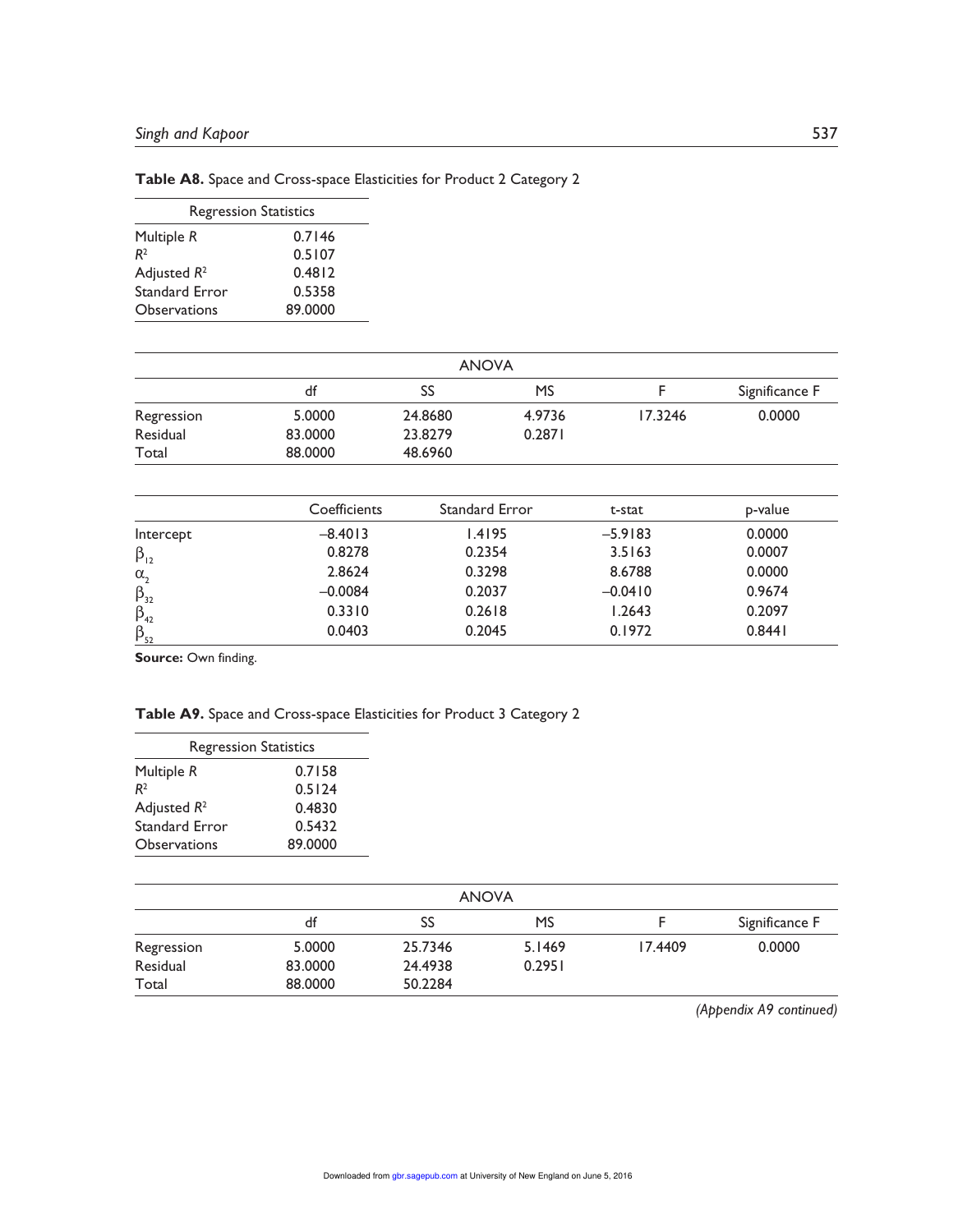**Table A8.** Space and Cross-space Elasticities for Product 2 Category 2

| Regression Statistics | |
|---|---|
| Multiple $R$ | 0.7146 |
| $R^2$ | 0.5107 |
| Adjusted $R^2$ | 0.4812 |
| Standard Error | 0.5358 |
| Observations | 89.0000 |

| ANOVA | | | | | |
|---|---|---|---|---|---|
| | df | SS | MS | F | Significance F |
| Regression | 5.0000 | 24.8680 | 4.9736 | 17.3246 | 0.0000 |
| Residual | 83.0000 | 23.8279 | 0.2871 | | |
| Total | 88.0000 | 48.6960 | | | |

| | Coefficients | Standard Error | t-stat | p-value |
|---|---|---|---|---|
| Intercept | −8.4013 | 1.4195 | −5.9183 | 0.0000 |
| $\beta_{12}$ | 0.8278 | 0.2354 | 3.5163 | 0.0007 |
| $\alpha_2$ | 2.8624 | 0.3298 | 8.6788 | 0.0000 |
| $\beta_{32}$ | −0.0084 | 0.2037 | −0.0410 | 0.9674 |
| $\beta_{42}$ | 0.3310 | 0.2618 | 1.2643 | 0.2097 |
| $\beta_{52}$ | 0.0403 | 0.2045 | 0.1972 | 0.8441 |

**Source:** Own finding.

**Table A9.** Space and Cross-space Elasticities for Product 3 Category 2

| Regression Statistics | |
|---|---|
| Multiple $R$ | 0.7158 |
| $R^2$ | 0.5124 |
| Adjusted $R^2$ | 0.4830 |
| Standard Error | 0.5432 |
| Observations | 89.0000 |

| ANOVA | | | | | |
|---|---|---|---|---|---|
| | df | SS | MS | F | Significance F |
| Regression | 5.0000 | 25.7346 | 5.1469 | 17.4409 | 0.0000 |
| Residual | 83.0000 | 24.4938 | 0.2951 | | |
| Total | 88.0000 | 50.2284 | | | |

*(Appendix A9 continued)*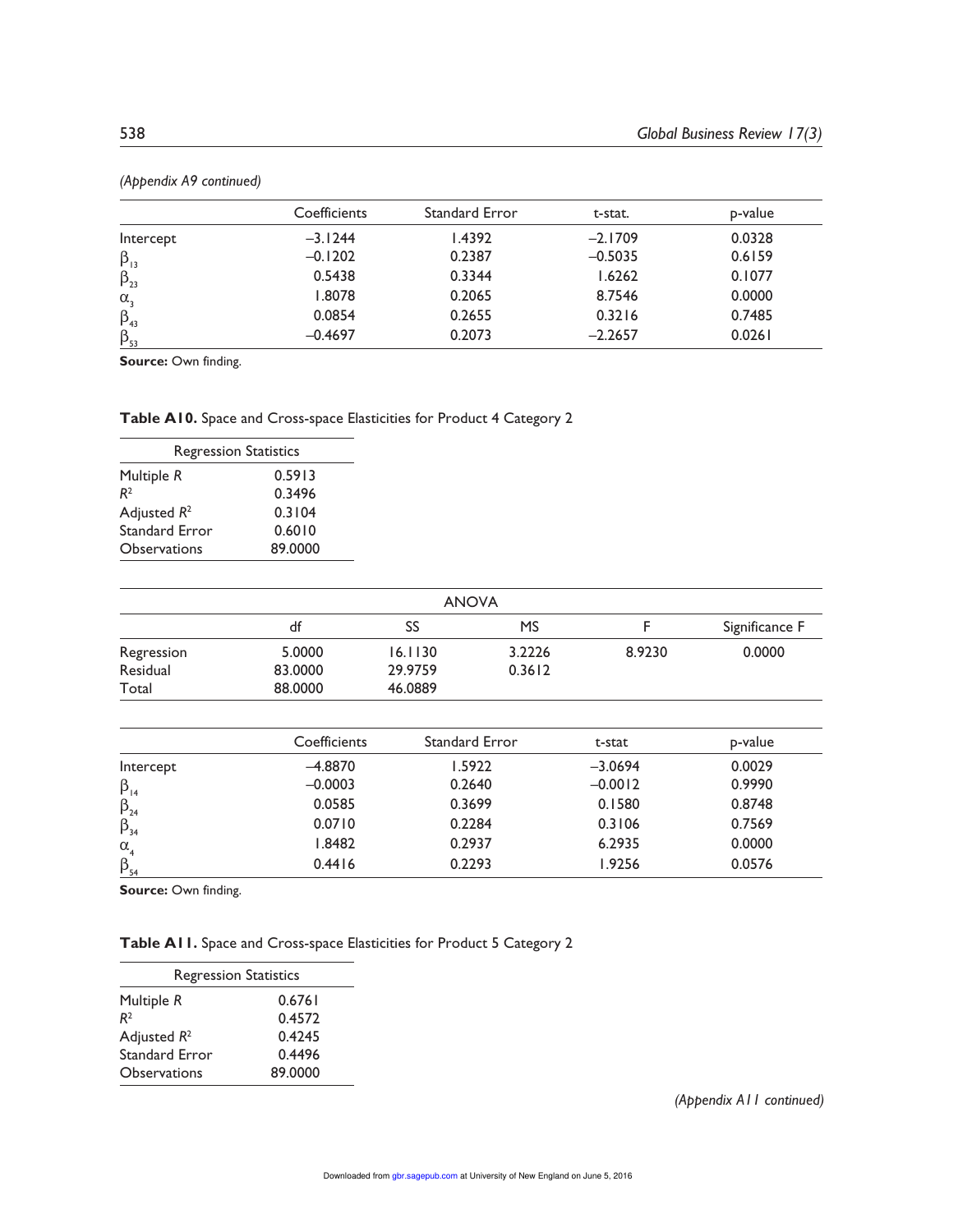*(Appendix A9 continued)*

| | Coefficients | Standard Error | t-stat. | p-value |
|---|---|---|---|---|
| Intercept | –3.1244 | 1.4392 | –2.1709 | 0.0328 |
| $\beta_{13}$ | –0.1202 | 0.2387 | –0.5035 | 0.6159 |
| $\beta_{23}$ | 0.5438 | 0.3344 | 1.6262 | 0.1077 |
| $\alpha_3$ | 1.8078 | 0.2065 | 8.7546 | 0.0000 |
| $\beta_{43}$ | 0.0854 | 0.2655 | 0.3216 | 0.7485 |
| $\beta_{53}$ | –0.4697 | 0.2073 | –2.2657 | 0.0261 |

**Source:** Own finding.

**Table A10.** Space and Cross-space Elasticities for Product 4 Category 2

| Regression Statistics | |
|---|---|
| Multiple *R* | 0.5913 |
| $R^2$ | 0.3496 |
| Adjusted $R^2$ | 0.3104 |
| Standard Error | 0.6010 |
| Observations | 89.0000 |

| ANOVA | | | | | |
|---|---|---|---|---|---|
| | df | SS | MS | F | Significance F |
| Regression | 5.0000 | 16.1130 | 3.2226 | 8.9230 | 0.0000 |
| Residual | 83.0000 | 29.9759 | 0.3612 | | |
| Total | 88.0000 | 46.0889 | | | |

| | Coefficients | Standard Error | t-stat | p-value |
|---|---|---|---|---|
| Intercept | –4.8870 | 1.5922 | –3.0694 | 0.0029 |
| $\beta_{14}$ | –0.0003 | 0.2640 | –0.0012 | 0.9990 |
| $\beta_{24}$ | 0.0585 | 0.3699 | 0.1580 | 0.8748 |
| $\beta_{34}$ | 0.0710 | 0.2284 | 0.3106 | 0.7569 |
| $\alpha_4$ | 1.8482 | 0.2937 | 6.2935 | 0.0000 |
| $\beta_{54}$ | 0.4416 | 0.2293 | 1.9256 | 0.0576 |

**Source:** Own finding.

**Table A11.** Space and Cross-space Elasticities for Product 5 Category 2

| Regression Statistics | |
|---|---|
| Multiple *R* | 0.6761 |
| $R^2$ | 0.4572 |
| Adjusted $R^2$ | 0.4245 |
| Standard Error | 0.4496 |
| Observations | 89.0000 |

*(Appendix A11 continued)*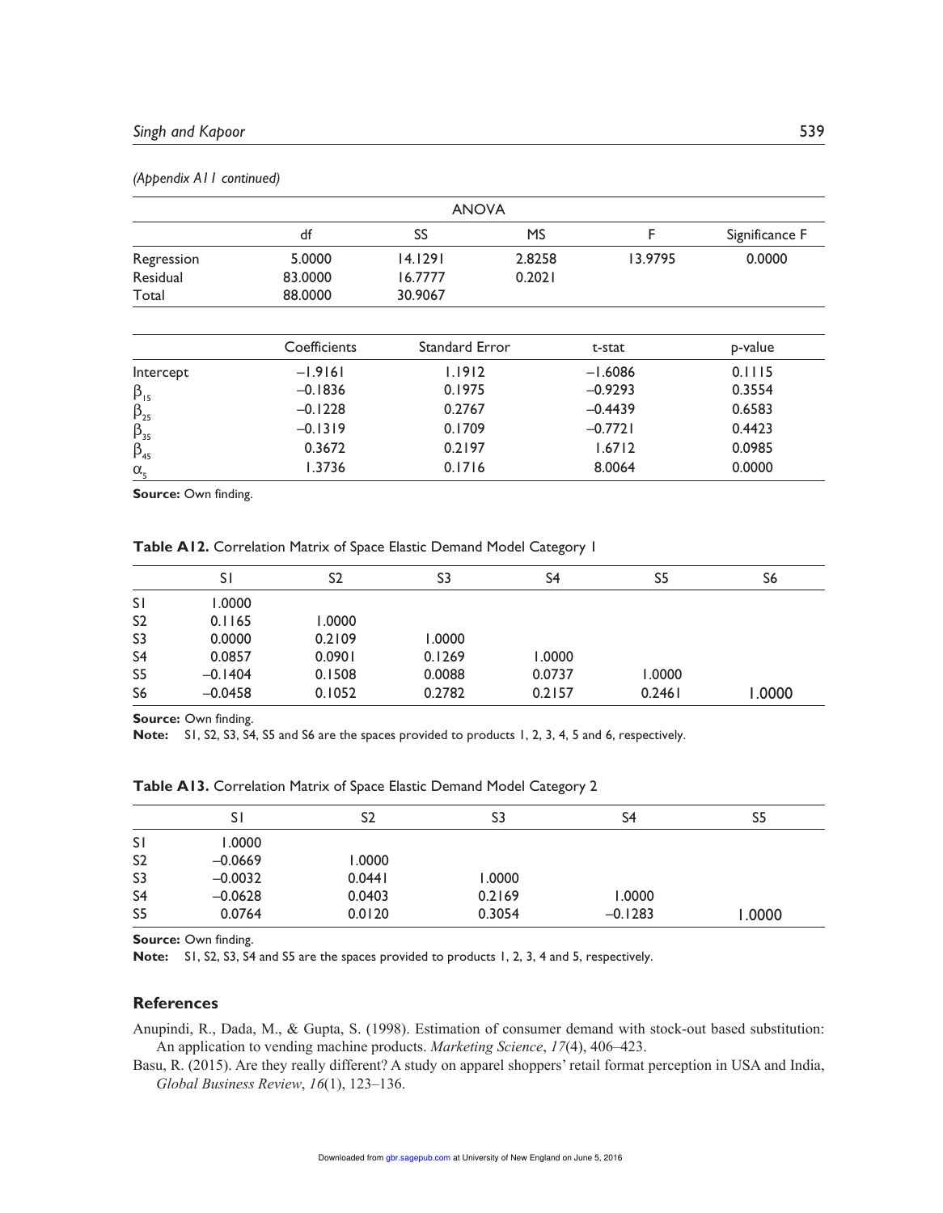*(Appendix A11 continued)*

| ANOVA | | | | | |
|---|---|---|---|---|---|
| | df | SS | MS | F | Significance F |
| Regression | 5.0000 | 14.1291 | 2.8258 | 13.9795 | 0.0000 |
| Residual | 83.0000 | 16.7777 | 0.2021 | | |
| Total | 88.0000 | 30.9067 | | | |

| | Coefficients | Standard Error | t-stat | p-value |
|---|---|---|---|---|
| Intercept | −1.9161 | 1.1912 | −1.6086 | 0.1115 |
| $\beta_{15}$ | −0.1836 | 0.1975 | −0.9293 | 0.3554 |
| $\beta_{25}$ | −0.1228 | 0.2767 | −0.4439 | 0.6583 |
| $\beta_{35}$ | −0.1319 | 0.1709 | −0.7721 | 0.4423 |
| $\beta_{45}$ | 0.3672 | 0.2197 | 1.6712 | 0.0985 |
| $\alpha_5$ | 1.3736 | 0.1716 | 8.0064 | 0.0000 |

**Source:** Own finding.

**Table A12.** Correlation Matrix of Space Elastic Demand Model Category 1

| | S1 | S2 | S3 | S4 | S5 | S6 |
|---|---|---|---|---|---|---|
| S1 | 1.0000 | | | | | |
| S2 | 0.1165 | 1.0000 | | | | |
| S3 | 0.0000 | 0.2109 | 1.0000 | | | |
| S4 | 0.0857 | 0.0901 | 0.1269 | 1.0000 | | |
| S5 | −0.1404 | 0.1508 | 0.0088 | 0.0737 | 1.0000 | |
| S6 | −0.0458 | 0.1052 | 0.2782 | 0.2157 | 0.2461 | 1.0000 |

**Source:** Own finding.
**Note:** S1, S2, S3, S4, S5 and S6 are the spaces provided to products 1, 2, 3, 4, 5 and 6, respectively.

**Table A13.** Correlation Matrix of Space Elastic Demand Model Category 2

| | S1 | S2 | S3 | S4 | S5 |
|---|---|---|---|---|---|
| S1 | 1.0000 | | | | |
| S2 | −0.0669 | 1.0000 | | | |
| S3 | −0.0032 | 0.0441 | 1.0000 | | |
| S4 | −0.0628 | 0.0403 | 0.2169 | 1.0000 | |
| S5 | 0.0764 | 0.0120 | 0.3054 | −0.1283 | 1.0000 |

**Source:** Own finding.
**Note:** S1, S2, S3, S4 and S5 are the spaces provided to products 1, 2, 3, 4 and 5, respectively.

## References

Anupindi, R., Dada, M., & Gupta, S. (1998). Estimation of consumer demand with stock-out based substitution: An application to vending machine products. *Marketing Science*, *17*(4), 406–423.

Basu, R. (2015). Are they really different? A study on apparel shoppers' retail format perception in USA and India, *Global Business Review*, *16*(1), 123–136.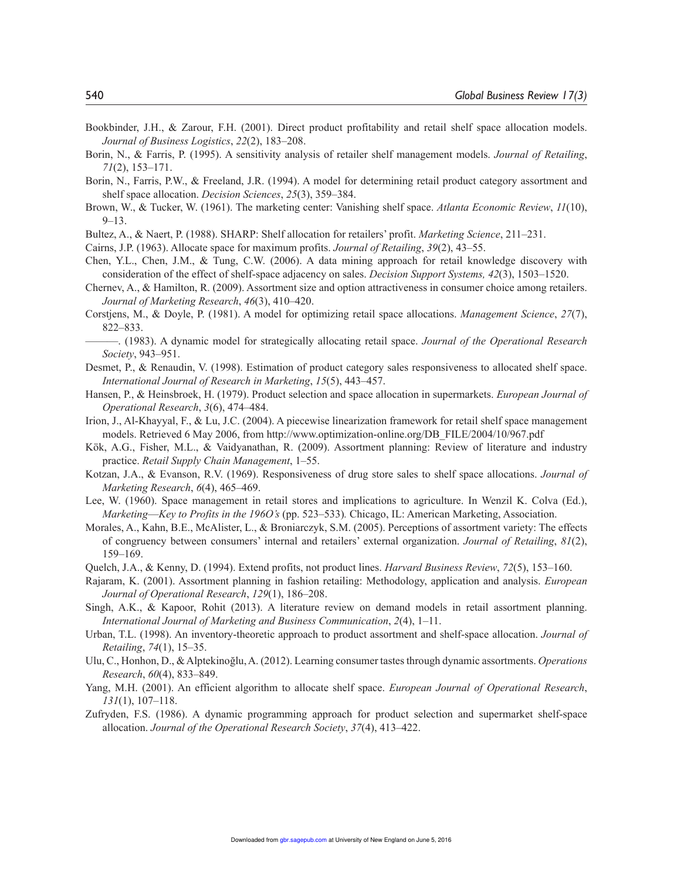Bookbinder, J.H., & Zarour, F.H. (2001). Direct product profitability and retail shelf space allocation models. *Journal of Business Logistics*, *22*(2), 183–208.

Borin, N., & Farris, P. (1995). A sensitivity analysis of retailer shelf management models. *Journal of Retailing*, *71*(2), 153–171.

Borin, N., Farris, P.W., & Freeland, J.R. (1994). A model for determining retail product category assortment and shelf space allocation. *Decision Sciences*, *25*(3), 359–384.

Brown, W., & Tucker, W. (1961). The marketing center: Vanishing shelf space. *Atlanta Economic Review*, *11*(10), 9–13.

Bultez, A., & Naert, P. (1988). SHARP: Shelf allocation for retailers' profit. *Marketing Science*, 211–231.

Cairns, J.P. (1963). Allocate space for maximum profits. *Journal of Retailing*, *39*(2), 43–55.

Chen, Y.L., Chen, J.M., & Tung, C.W. (2006). A data mining approach for retail knowledge discovery with consideration of the effect of shelf-space adjacency on sales. *Decision Support Systems, 42*(3), 1503–1520.

Chernev, A., & Hamilton, R. (2009). Assortment size and option attractiveness in consumer choice among retailers. *Journal of Marketing Research*, *46*(3), 410–420.

Corstjens, M., & Doyle, P. (1981). A model for optimizing retail space allocations. *Management Science*, *27*(7), 822–833.

———. (1983). A dynamic model for strategically allocating retail space. *Journal of the Operational Research Society*, 943–951.

Desmet, P., & Renaudin, V. (1998). Estimation of product category sales responsiveness to allocated shelf space. *International Journal of Research in Marketing*, *15*(5), 443–457.

Hansen, P., & Heinsbroek, H. (1979). Product selection and space allocation in supermarkets. *European Journal of Operational Research*, *3*(6), 474–484.

Irion, J., Al-Khayyal, F., & Lu, J.C. (2004). A piecewise linearization framework for retail shelf space management models. Retrieved 6 May 2006, from http://www.optimization-online.org/DB_FILE/2004/10/967.pdf

Kök, A.G., Fisher, M.L., & Vaidyanathan, R. (2009). Assortment planning: Review of literature and industry practice. *Retail Supply Chain Management*, 1–55.

Kotzan, J.A., & Evanson, R.V. (1969). Responsiveness of drug store sales to shelf space allocations. *Journal of Marketing Research*, *6*(4), 465–469.

Lee, W. (1960). Space management in retail stores and implications to agriculture. In Wenzil K. Colva (Ed.), *Marketing—Key to Profits in the 196O's* (pp. 523–533)*.* Chicago, IL: American Marketing, Association.

Morales, A., Kahn, B.E., McAlister, L., & Broniarczyk, S.M. (2005). Perceptions of assortment variety: The effects of congruency between consumers' internal and retailers' external organization. *Journal of Retailing*, *81*(2), 159–169.

Quelch, J.A., & Kenny, D. (1994). Extend profits, not product lines. *Harvard Business Review*, *72*(5), 153–160.

Rajaram, K. (2001). Assortment planning in fashion retailing: Methodology, application and analysis. *European Journal of Operational Research*, *129*(1), 186–208.

Singh, A.K., & Kapoor, Rohit (2013). A literature review on demand models in retail assortment planning. *International Journal of Marketing and Business Communication*, *2*(4), 1–11.

Urban, T.L. (1998). An inventory-theoretic approach to product assortment and shelf-space allocation. *Journal of Retailing*, *74*(1), 15–35.

Ulu, C., Honhon, D., & Alptekinoğlu, A. (2012). Learning consumer tastes through dynamic assortments. *Operations Research*, *60*(4), 833–849.

Yang, M.H. (2001). An efficient algorithm to allocate shelf space. *European Journal of Operational Research*, *131*(1), 107–118.

Zufryden, F.S. (1986). A dynamic programming approach for product selection and supermarket shelf-space allocation. *Journal of the Operational Research Society*, *37*(4), 413–422.